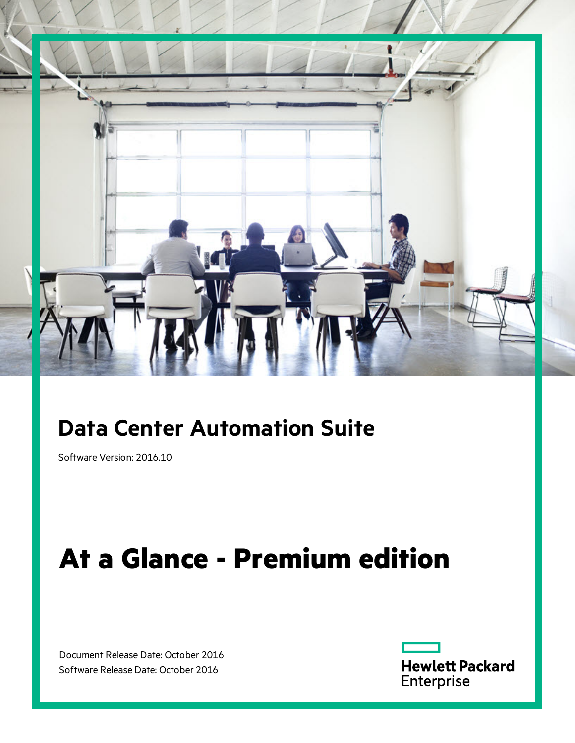# Data Center Automation Suite

Software Version: 2016.10

# At a Glance - Premium edition

Document Release Date: October 2016
Software Release Date: October 2016

Hewlett Packard Enterprise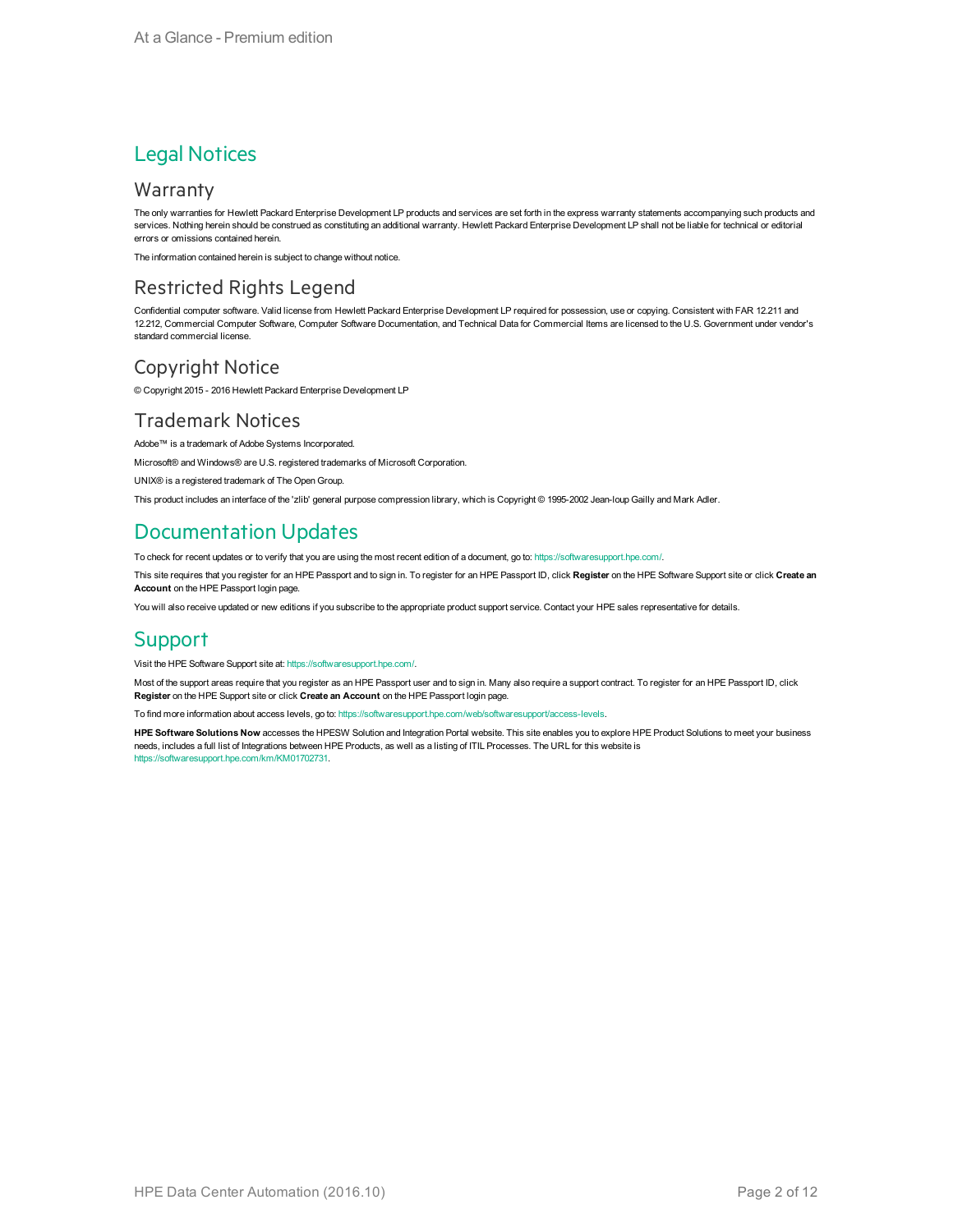# Legal Notices

## Warranty

The only warranties for Hewlett Packard Enterprise Development LP products and services are set forth in the express warranty statements accompanying such products and services. Nothing herein should be construed as constituting an additional warranty. Hewlett Packard Enterprise Development LP shall not be liable for technical or editorial errors or omissions contained herein.

The information contained herein is subject to change without notice.

## Restricted Rights Legend

Confidential computer software. Valid license from Hewlett Packard Enterprise Development LP required for possession, use or copying. Consistent with FAR 12.211 and 12.212, Commercial Computer Software, Computer Software Documentation, and Technical Data for Commercial Items are licensed to the U.S. Government under vendor's standard commercial license.

## Copyright Notice

© Copyright 2015 - 2016 Hewlett Packard Enterprise Development LP

## Trademark Notices

Adobe™ is a trademark of Adobe Systems Incorporated.

Microsoft® and Windows® are U.S. registered trademarks of Microsoft Corporation.

UNIX® is a registered trademark of The Open Group.

This product includes an interface of the 'zlib' general purpose compression library, which is Copyright © 1995-2002 Jean-loup Gailly and Mark Adler.

# Documentation Updates

To check for recent updates or to verify that you are using the most recent edition of a document, go to: https://softwaresupport.hpe.com/.

This site requires that you register for an HPE Passport and to sign in. To register for an HPE Passport ID, click **Register** on the HPE Software Support site or click **Create an Account** on the HPE Passport login page.

You will also receive updated or new editions if you subscribe to the appropriate product support service. Contact your HPE sales representative for details.

# Support

Visit the HPE Software Support site at: https://softwaresupport.hpe.com/.

Most of the support areas require that you register as an HPE Passport user and to sign in. Many also require a support contract. To register for an HPE Passport ID, click **Register** on the HPE Support site or click **Create an Account** on the HPE Passport login page.

To find more information about access levels, go to: https://softwaresupport.hpe.com/web/softwaresupport/access-levels.

**HPE Software Solutions Now** accesses the HPESW Solution and Integration Portal website. This site enables you to explore HPE Product Solutions to meet your business needs, includes a full list of Integrations between HPE Products, as well as a listing of ITIL Processes. The URL for this website is https://softwaresupport.hpe.com/km/KM01702731.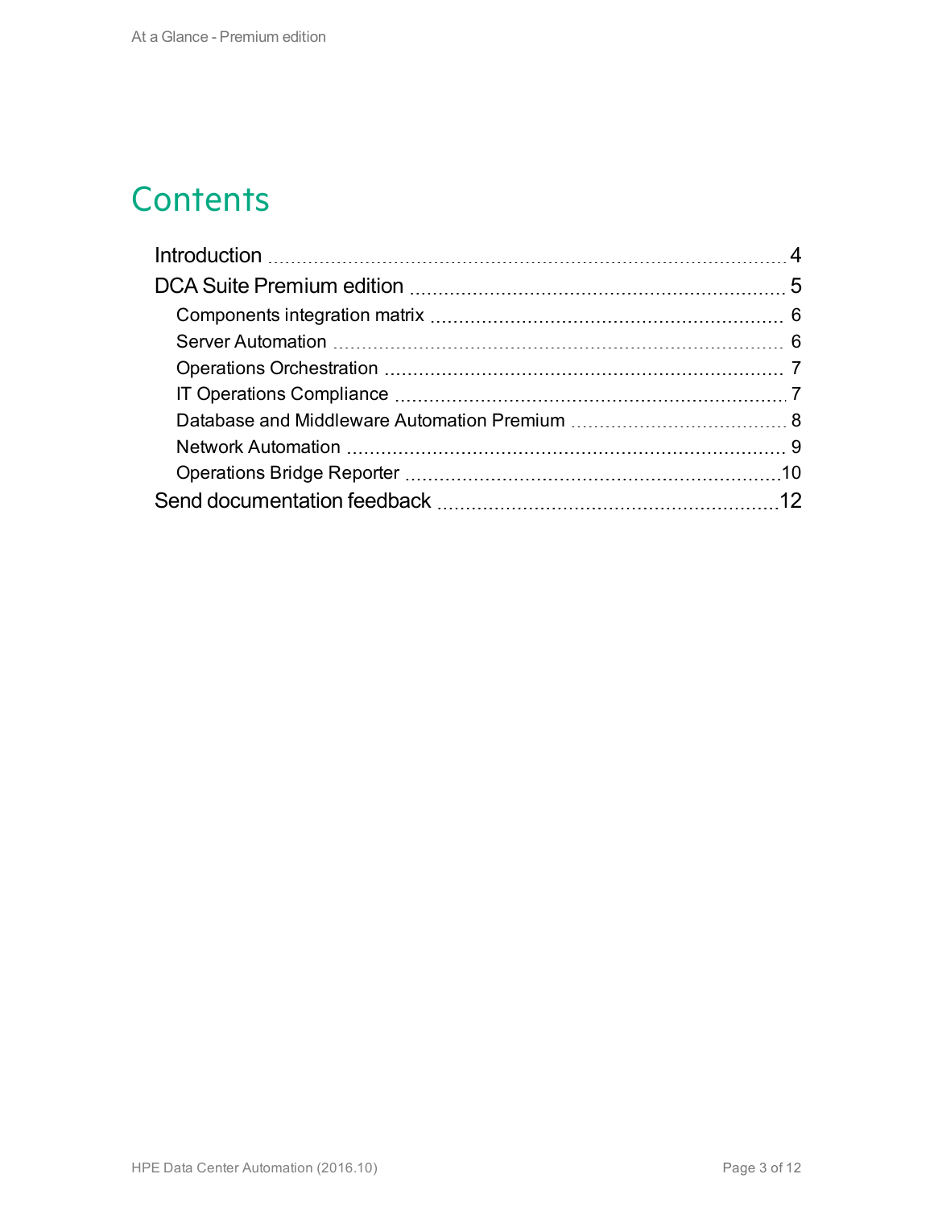# Contents

- Introduction 4
- DCA Suite Premium edition 5
  - Components integration matrix 6
  - Server Automation 6
  - Operations Orchestration 7
  - IT Operations Compliance 7
  - Database and Middleware Automation Premium 8
  - Network Automation 9
  - Operations Bridge Reporter 10
- Send documentation feedback 12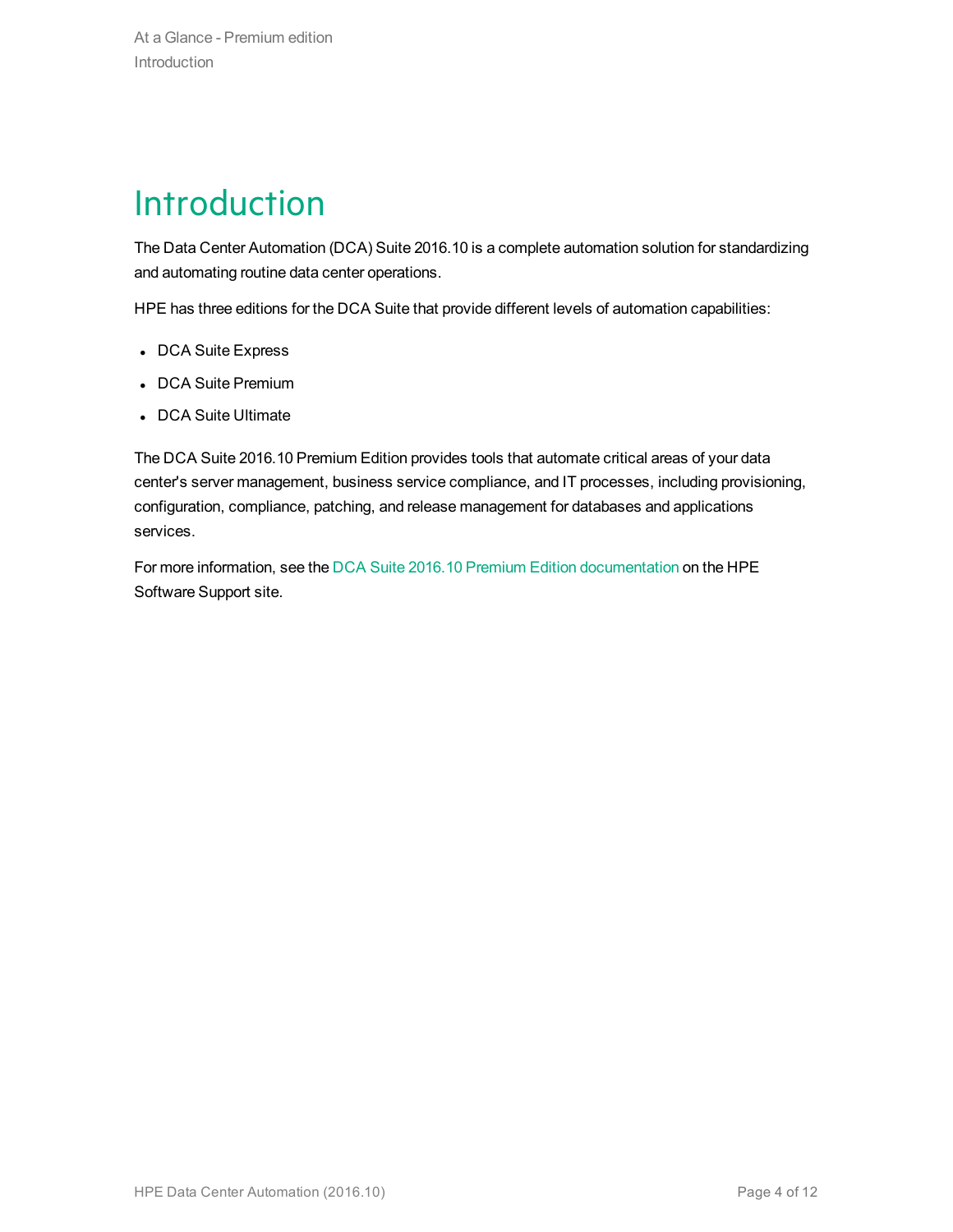# Introduction

The Data Center Automation (DCA) Suite 2016.10 is a complete automation solution for standardizing and automating routine data center operations.

HPE has three editions for the DCA Suite that provide different levels of automation capabilities:

- DCA Suite Express
- DCA Suite Premium
- DCA Suite Ultimate

The DCA Suite 2016.10 Premium Edition provides tools that automate critical areas of your data center's server management, business service compliance, and IT processes, including provisioning, configuration, compliance, patching, and release management for databases and applications services.

For more information, see the DCA Suite 2016.10 Premium Edition documentation on the HPE Software Support site.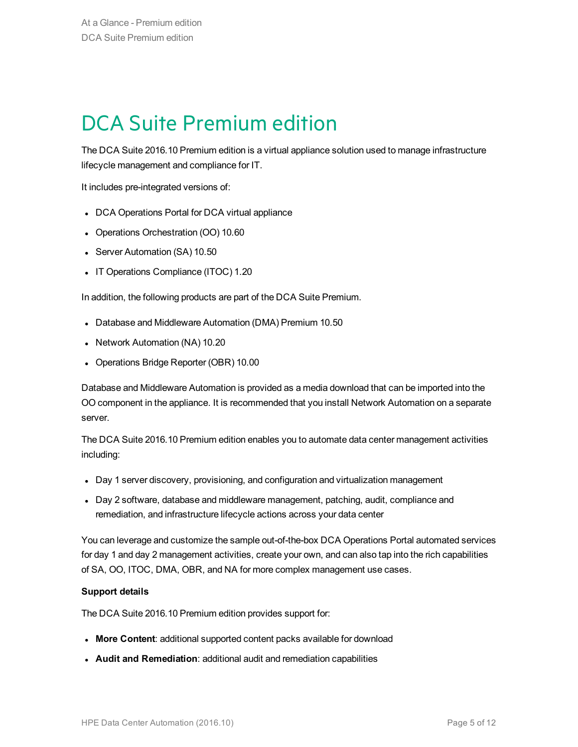# DCA Suite Premium edition

The DCA Suite 2016.10 Premium edition is a virtual appliance solution used to manage infrastructure lifecycle management and compliance for IT.

It includes pre-integrated versions of:

- DCA Operations Portal for DCA virtual appliance
- Operations Orchestration (OO) 10.60
- Server Automation (SA) 10.50
- IT Operations Compliance (ITOC) 1.20

In addition, the following products are part of the DCA Suite Premium.

- Database and Middleware Automation (DMA) Premium 10.50
- Network Automation (NA) 10.20
- Operations Bridge Reporter (OBR) 10.00

Database and Middleware Automation is provided as a media download that can be imported into the OO component in the appliance. It is recommended that you install Network Automation on a separate server.

The DCA Suite 2016.10 Premium edition enables you to automate data center management activities including:

- Day 1 server discovery, provisioning, and configuration and virtualization management
- Day 2 software, database and middleware management, patching, audit, compliance and remediation, and infrastructure lifecycle actions across your data center

You can leverage and customize the sample out-of-the-box DCA Operations Portal automated services for day 1 and day 2 management activities, create your own, and can also tap into the rich capabilities of SA, OO, ITOC, DMA, OBR, and NA for more complex management use cases.

**Support details**

The DCA Suite 2016.10 Premium edition provides support for:

- **More Content**: additional supported content packs available for download
- **Audit and Remediation**: additional audit and remediation capabilities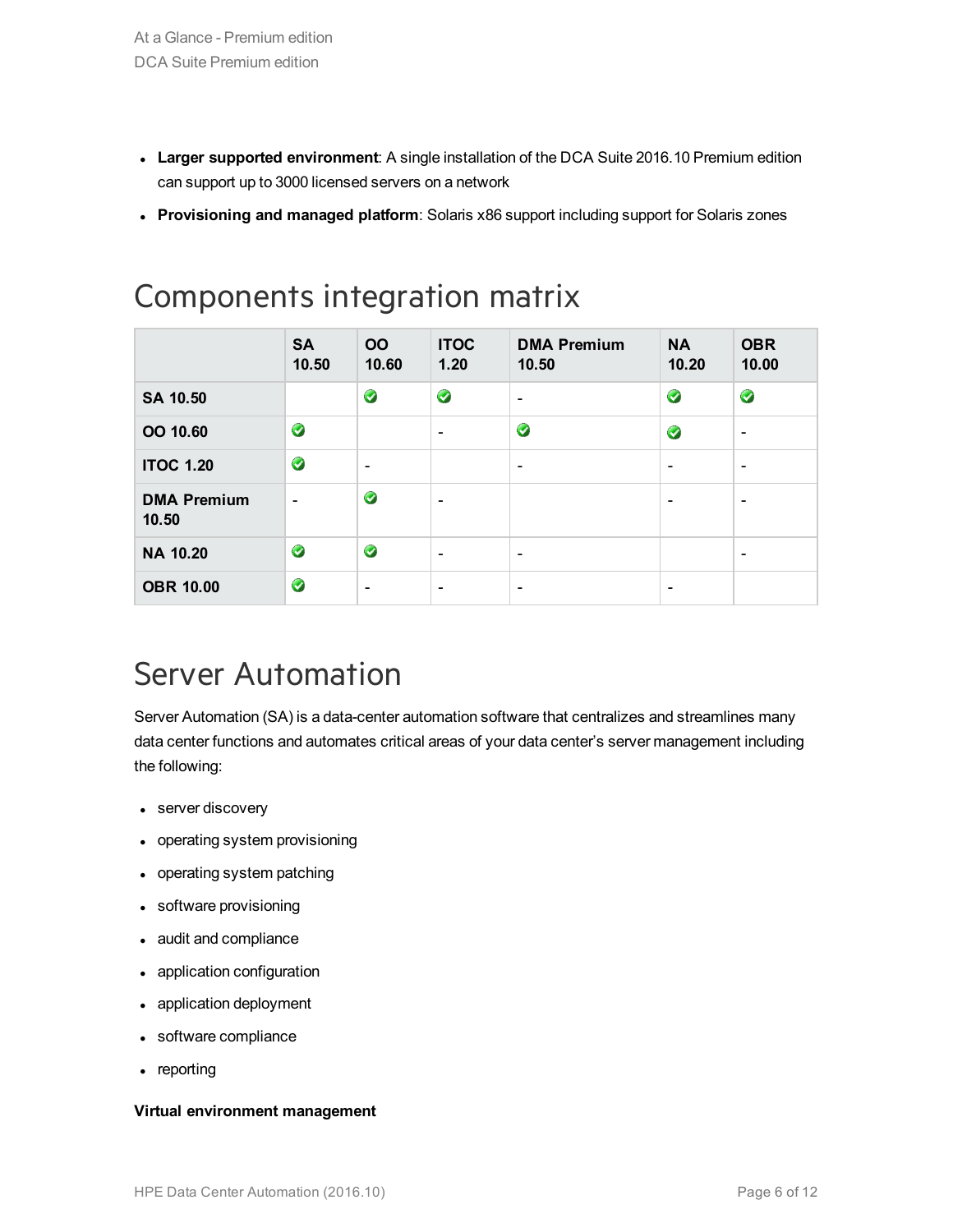- **Larger supported environment**: A single installation of the DCA Suite 2016.10 Premium edition can support up to 3000 licensed servers on a network
- **Provisioning and managed platform**: Solaris x86 support including support for Solaris zones

## Components integration matrix

| | SA 10.50 | OO 10.60 | ITOC 1.20 | DMA Premium 10.50 | NA 10.20 | OBR 10.00 |
|---|---|---|---|---|---|---|
| **SA 10.50** | | ✅ | ✅ | - | ✅ | ✅ |
| **OO 10.60** | ✅ | | - | ✅ | ✅ | - |
| **ITOC 1.20** | ✅ | - | | - | - | - |
| **DMA Premium 10.50** | - | ✅ | - | | - | - |
| **NA 10.20** | ✅ | ✅ | - | - | | - |
| **OBR 10.00** | ✅ | - | - | - | - | |

## Server Automation

Server Automation (SA) is a data-center automation software that centralizes and streamlines many data center functions and automates critical areas of your data center's server management including the following:

- server discovery
- operating system provisioning
- operating system patching
- software provisioning
- audit and compliance
- application configuration
- application deployment
- software compliance
- reporting

**Virtual environment management**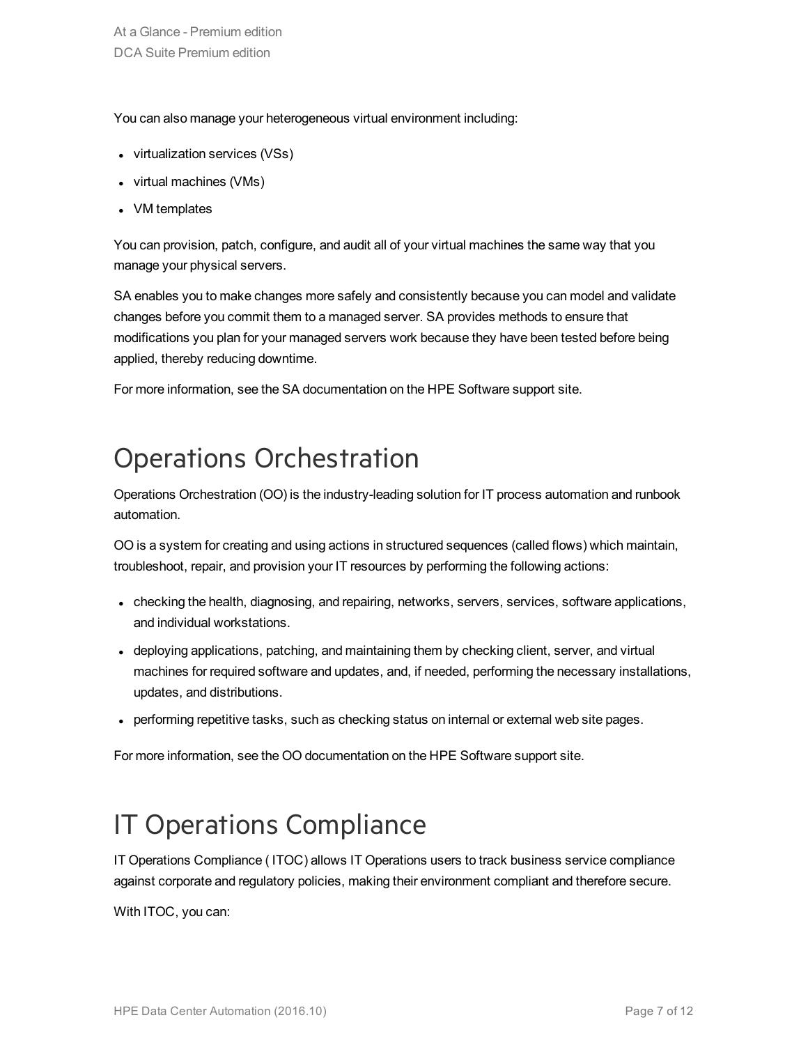You can also manage your heterogeneous virtual environment including:

- virtualization services (VSs)
- virtual machines (VMs)
- VM templates

You can provision, patch, configure, and audit all of your virtual machines the same way that you manage your physical servers.

SA enables you to make changes more safely and consistently because you can model and validate changes before you commit them to a managed server. SA provides methods to ensure that modifications you plan for your managed servers work because they have been tested before being applied, thereby reducing downtime.

For more information, see the SA documentation on the HPE Software support site.

# Operations Orchestration

Operations Orchestration (OO) is the industry-leading solution for IT process automation and runbook automation.

OO is a system for creating and using actions in structured sequences (called flows) which maintain, troubleshoot, repair, and provision your IT resources by performing the following actions:

- checking the health, diagnosing, and repairing, networks, servers, services, software applications, and individual workstations.
- deploying applications, patching, and maintaining them by checking client, server, and virtual machines for required software and updates, and, if needed, performing the necessary installations, updates, and distributions.
- performing repetitive tasks, such as checking status on internal or external web site pages.

For more information, see the OO documentation on the HPE Software support site.

# IT Operations Compliance

IT Operations Compliance ( ITOC) allows IT Operations users to track business service compliance against corporate and regulatory policies, making their environment compliant and therefore secure.

With ITOC, you can: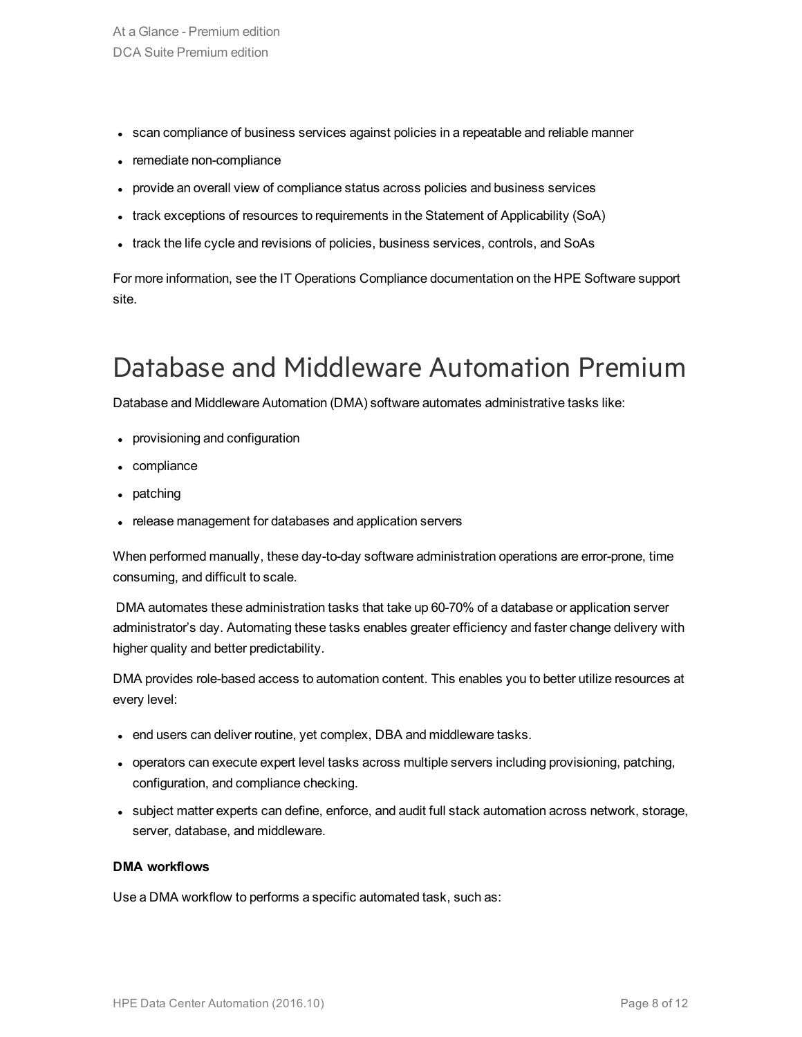- scan compliance of business services against policies in a repeatable and reliable manner
- remediate non-compliance
- provide an overall view of compliance status across policies and business services
- track exceptions of resources to requirements in the Statement of Applicability (SoA)
- track the life cycle and revisions of policies, business services, controls, and SoAs

For more information, see the IT Operations Compliance documentation on the HPE Software support site.

# Database and Middleware Automation Premium

Database and Middleware Automation (DMA) software automates administrative tasks like:

- provisioning and configuration
- compliance
- patching
- release management for databases and application servers

When performed manually, these day-to-day software administration operations are error-prone, time consuming, and difficult to scale.

DMA automates these administration tasks that take up 60-70% of a database or application server administrator's day. Automating these tasks enables greater efficiency and faster change delivery with higher quality and better predictability.

DMA provides role-based access to automation content. This enables you to better utilize resources at every level:

- end users can deliver routine, yet complex, DBA and middleware tasks.
- operators can execute expert level tasks across multiple servers including provisioning, patching, configuration, and compliance checking.
- subject matter experts can define, enforce, and audit full stack automation across network, storage, server, database, and middleware.

**DMA workflows**

Use a DMA workflow to performs a specific automated task, such as: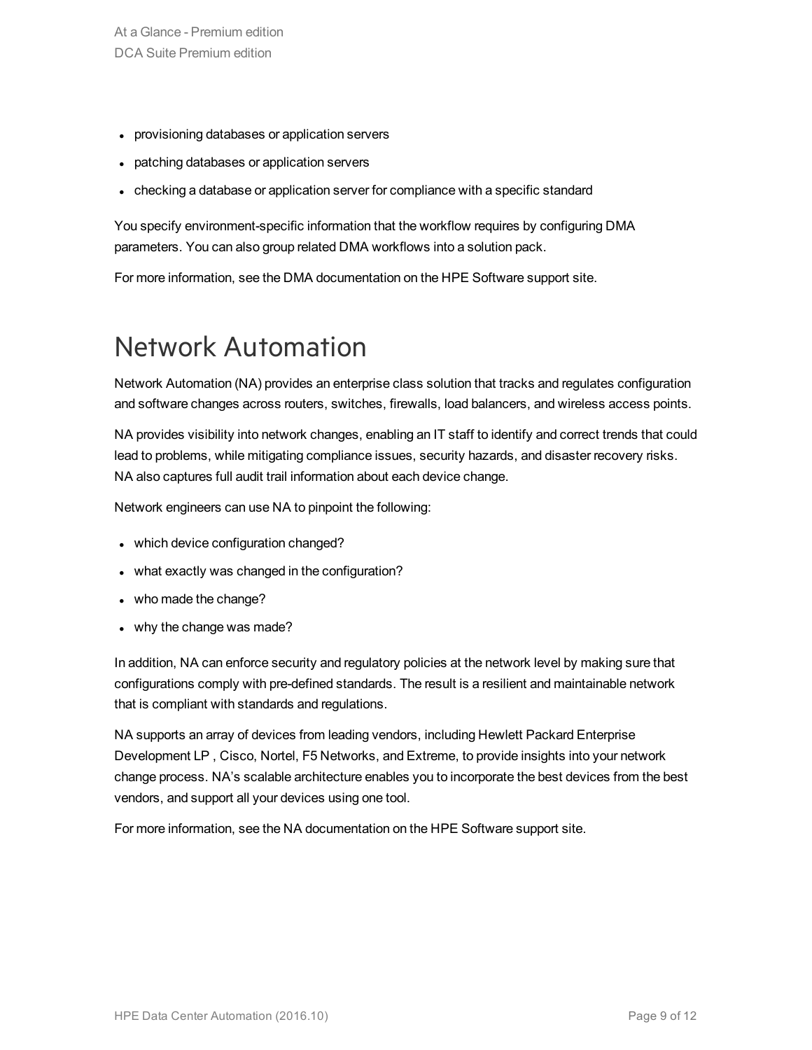- provisioning databases or application servers
- patching databases or application servers
- checking a database or application server for compliance with a specific standard

You specify environment-specific information that the workflow requires by configuring DMA parameters. You can also group related DMA workflows into a solution pack.

For more information, see the DMA documentation on the HPE Software support site.

# Network Automation

Network Automation (NA) provides an enterprise class solution that tracks and regulates configuration and software changes across routers, switches, firewalls, load balancers, and wireless access points.

NA provides visibility into network changes, enabling an IT staff to identify and correct trends that could lead to problems, while mitigating compliance issues, security hazards, and disaster recovery risks. NA also captures full audit trail information about each device change.

Network engineers can use NA to pinpoint the following:

- which device configuration changed?
- what exactly was changed in the configuration?
- who made the change?
- why the change was made?

In addition, NA can enforce security and regulatory policies at the network level by making sure that configurations comply with pre-defined standards. The result is a resilient and maintainable network that is compliant with standards and regulations.

NA supports an array of devices from leading vendors, including Hewlett Packard Enterprise Development LP , Cisco, Nortel, F5 Networks, and Extreme, to provide insights into your network change process. NA's scalable architecture enables you to incorporate the best devices from the best vendors, and support all your devices using one tool.

For more information, see the NA documentation on the HPE Software support site.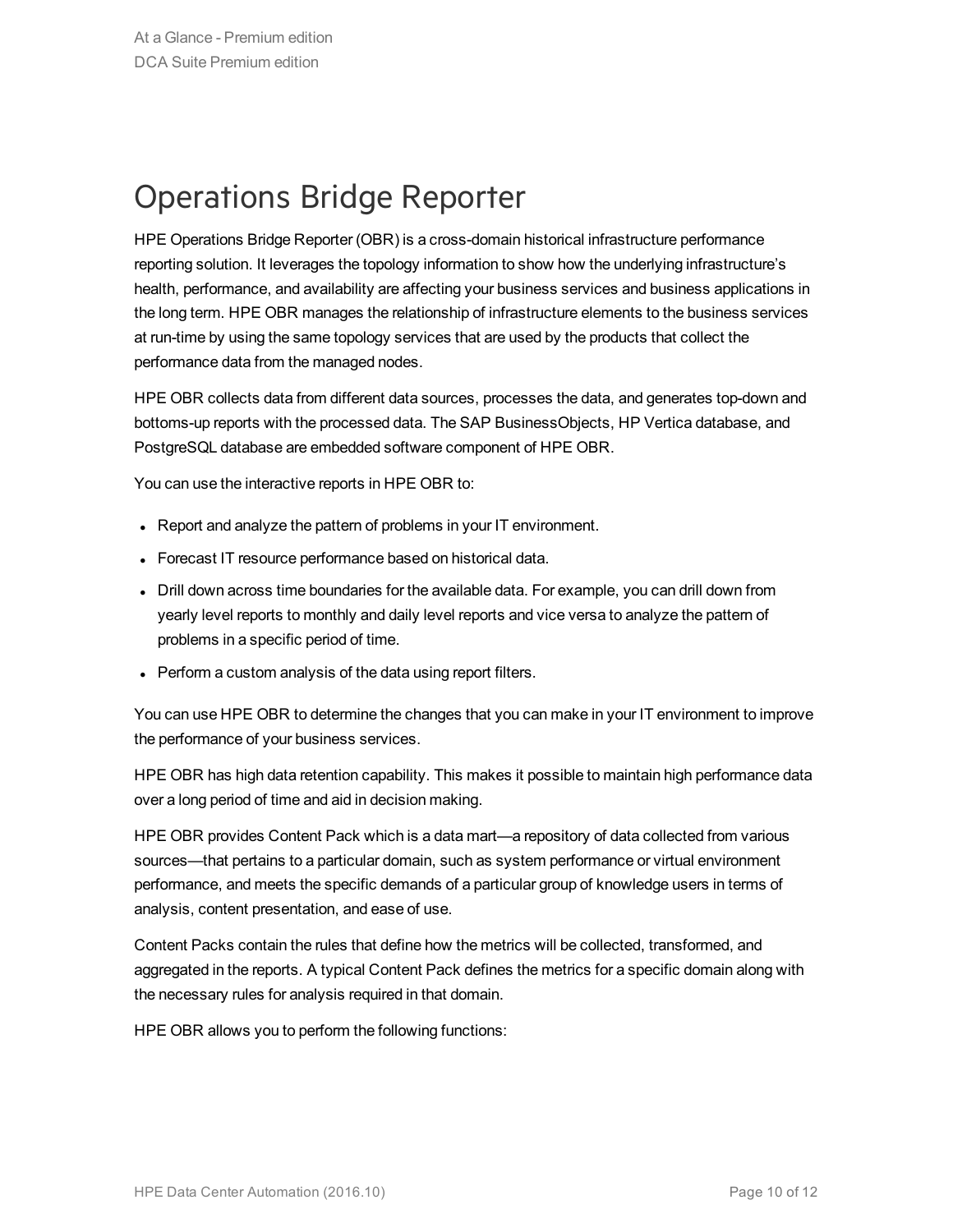# Operations Bridge Reporter

HPE Operations Bridge Reporter (OBR) is a cross-domain historical infrastructure performance reporting solution. It leverages the topology information to show how the underlying infrastructure's health, performance, and availability are affecting your business services and business applications in the long term. HPE OBR manages the relationship of infrastructure elements to the business services at run-time by using the same topology services that are used by the products that collect the performance data from the managed nodes.

HPE OBR collects data from different data sources, processes the data, and generates top-down and bottoms-up reports with the processed data. The SAP BusinessObjects, HP Vertica database, and PostgreSQL database are embedded software component of HPE OBR.

You can use the interactive reports in HPE OBR to:

- Report and analyze the pattern of problems in your IT environment.
- Forecast IT resource performance based on historical data.
- Drill down across time boundaries for the available data. For example, you can drill down from yearly level reports to monthly and daily level reports and vice versa to analyze the pattern of problems in a specific period of time.
- Perform a custom analysis of the data using report filters.

You can use HPE OBR to determine the changes that you can make in your IT environment to improve the performance of your business services.

HPE OBR has high data retention capability. This makes it possible to maintain high performance data over a long period of time and aid in decision making.

HPE OBR provides Content Pack which is a data mart—a repository of data collected from various sources—that pertains to a particular domain, such as system performance or virtual environment performance, and meets the specific demands of a particular group of knowledge users in terms of analysis, content presentation, and ease of use.

Content Packs contain the rules that define how the metrics will be collected, transformed, and aggregated in the reports. A typical Content Pack defines the metrics for a specific domain along with the necessary rules for analysis required in that domain.

HPE OBR allows you to perform the following functions: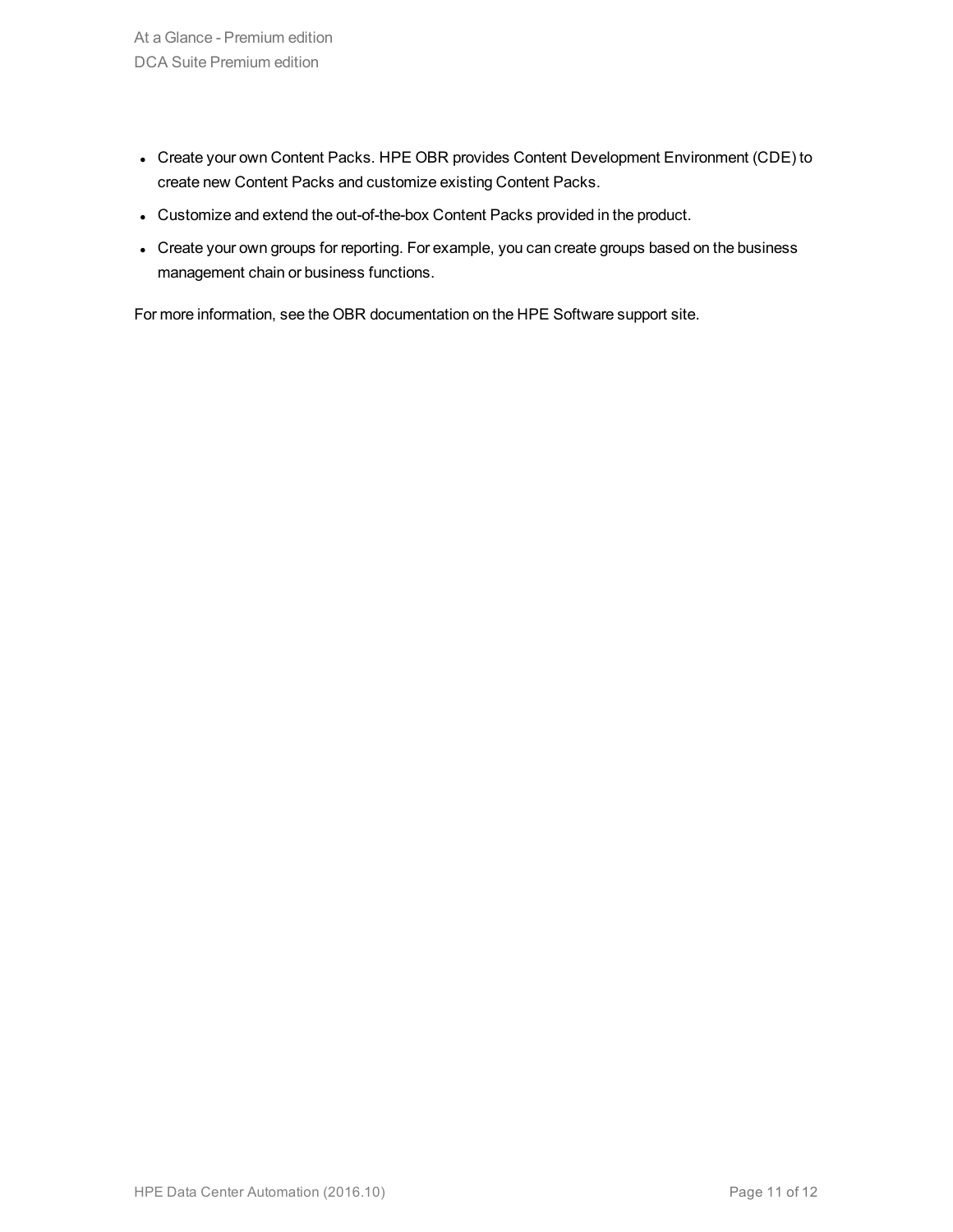- Create your own Content Packs. HPE OBR provides Content Development Environment (CDE) to create new Content Packs and customize existing Content Packs.
- Customize and extend the out-of-the-box Content Packs provided in the product.
- Create your own groups for reporting. For example, you can create groups based on the business management chain or business functions.

For more information, see the OBR documentation on the HPE Software support site.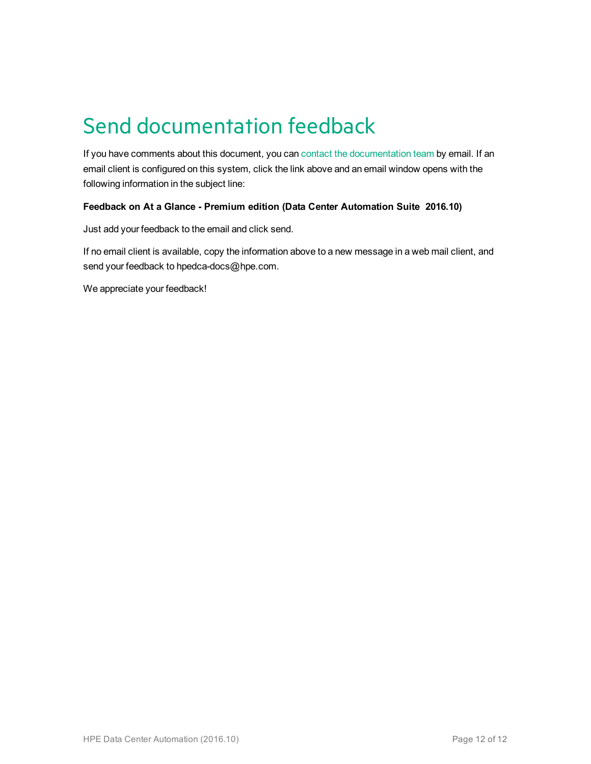# Send documentation feedback

If you have comments about this document, you can contact the documentation team by email. If an email client is configured on this system, click the link above and an email window opens with the following information in the subject line:

**Feedback on At a Glance - Premium edition (Data Center Automation Suite 2016.10)**

Just add your feedback to the email and click send.

If no email client is available, copy the information above to a new message in a web mail client, and send your feedback to hpedca-docs@hpe.com.

We appreciate your feedback!